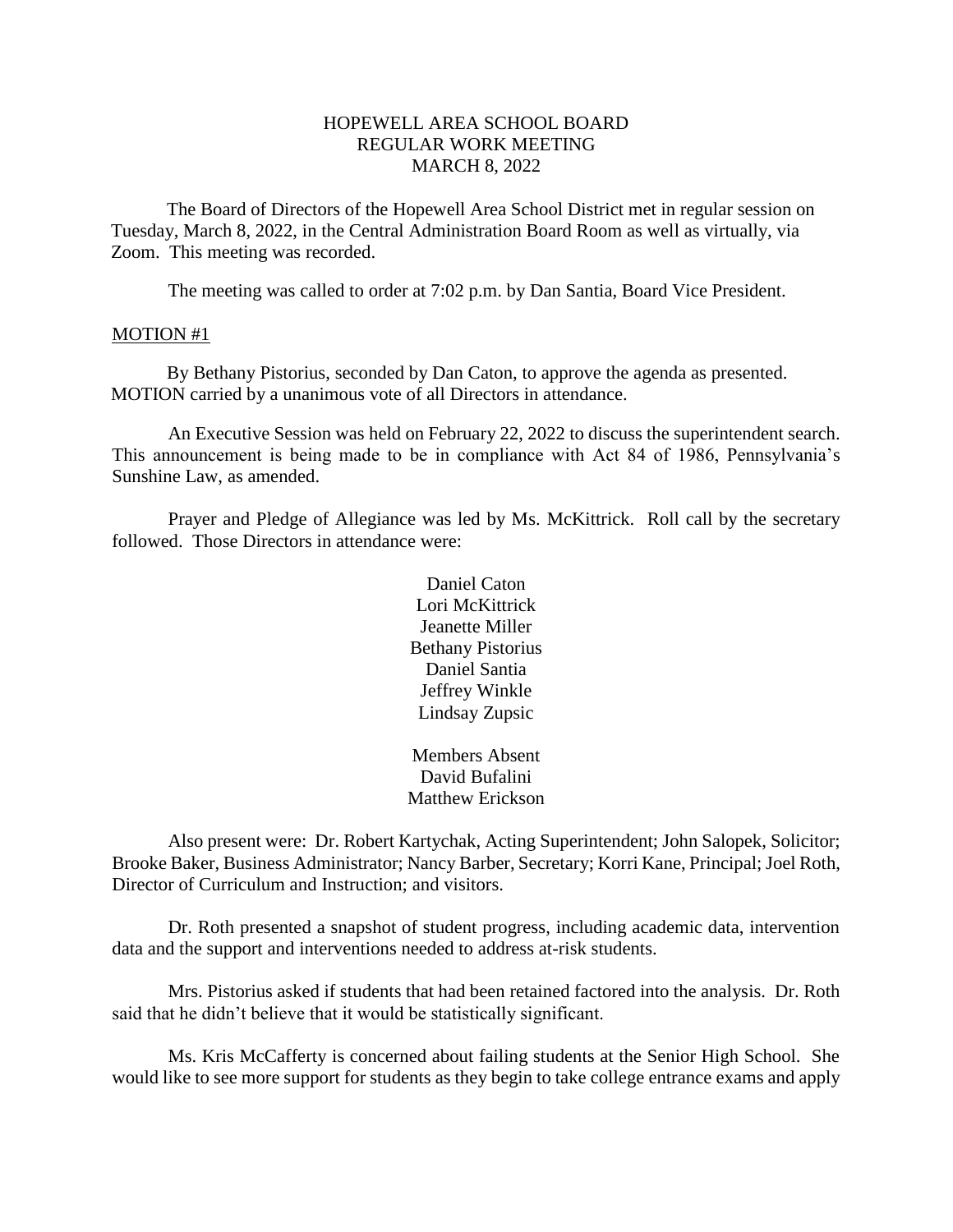# HOPEWELL AREA SCHOOL BOARD
## REGULAR WORK MEETING
## MARCH 8, 2022

The Board of Directors of the Hopewell Area School District met in regular session on Tuesday, March 8, 2022, in the Central Administration Board Room as well as virtually, via Zoom. This meeting was recorded.

The meeting was called to order at 7:02 p.m. by Dan Santia, Board Vice President.

MOTION #1

By Bethany Pistorius, seconded by Dan Caton, to approve the agenda as presented. MOTION carried by a unanimous vote of all Directors in attendance.

An Executive Session was held on February 22, 2022 to discuss the superintendent search. This announcement is being made to be in compliance with Act 84 of 1986, Pennsylvania's Sunshine Law, as amended.

Prayer and Pledge of Allegiance was led by Ms. McKittrick. Roll call by the secretary followed. Those Directors in attendance were:

Daniel Caton
Lori McKittrick
Jeanette Miller
Bethany Pistorius
Daniel Santia
Jeffrey Winkle
Lindsay Zupsic

Members Absent
David Bufalini
Matthew Erickson

Also present were: Dr. Robert Kartychak, Acting Superintendent; John Salopek, Solicitor; Brooke Baker, Business Administrator; Nancy Barber, Secretary; Korri Kane, Principal; Joel Roth, Director of Curriculum and Instruction; and visitors.

Dr. Roth presented a snapshot of student progress, including academic data, intervention data and the support and interventions needed to address at-risk students.

Mrs. Pistorius asked if students that had been retained factored into the analysis. Dr. Roth said that he didn't believe that it would be statistically significant.

Ms. Kris McCafferty is concerned about failing students at the Senior High School. She would like to see more support for students as they begin to take college entrance exams and apply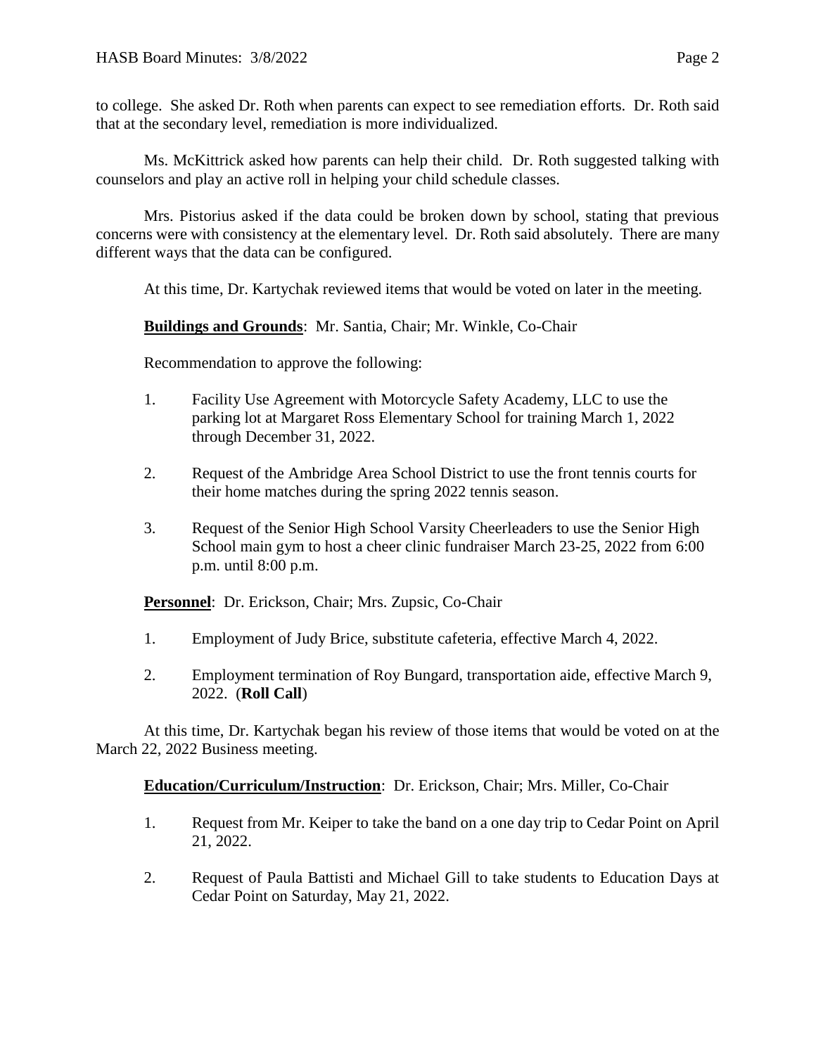to college. She asked Dr. Roth when parents can expect to see remediation efforts. Dr. Roth said that at the secondary level, remediation is more individualized.

Ms. McKittrick asked how parents can help their child. Dr. Roth suggested talking with counselors and play an active roll in helping your child schedule classes.

Mrs. Pistorius asked if the data could be broken down by school, stating that previous concerns were with consistency at the elementary level. Dr. Roth said absolutely. There are many different ways that the data can be configured.

At this time, Dr. Kartychak reviewed items that would be voted on later in the meeting.

**Buildings and Grounds**: Mr. Santia, Chair; Mr. Winkle, Co-Chair

Recommendation to approve the following:

1. Facility Use Agreement with Motorcycle Safety Academy, LLC to use the parking lot at Margaret Ross Elementary School for training March 1, 2022 through December 31, 2022.

2. Request of the Ambridge Area School District to use the front tennis courts for their home matches during the spring 2022 tennis season.

3. Request of the Senior High School Varsity Cheerleaders to use the Senior High School main gym to host a cheer clinic fundraiser March 23-25, 2022 from 6:00 p.m. until 8:00 p.m.

**Personnel**: Dr. Erickson, Chair; Mrs. Zupsic, Co-Chair

1. Employment of Judy Brice, substitute cafeteria, effective March 4, 2022.

2. Employment termination of Roy Bungard, transportation aide, effective March 9, 2022. (**Roll Call**)

At this time, Dr. Kartychak began his review of those items that would be voted on at the March 22, 2022 Business meeting.

**Education/Curriculum/Instruction**: Dr. Erickson, Chair; Mrs. Miller, Co-Chair

1. Request from Mr. Keiper to take the band on a one day trip to Cedar Point on April 21, 2022.

2. Request of Paula Battisti and Michael Gill to take students to Education Days at Cedar Point on Saturday, May 21, 2022.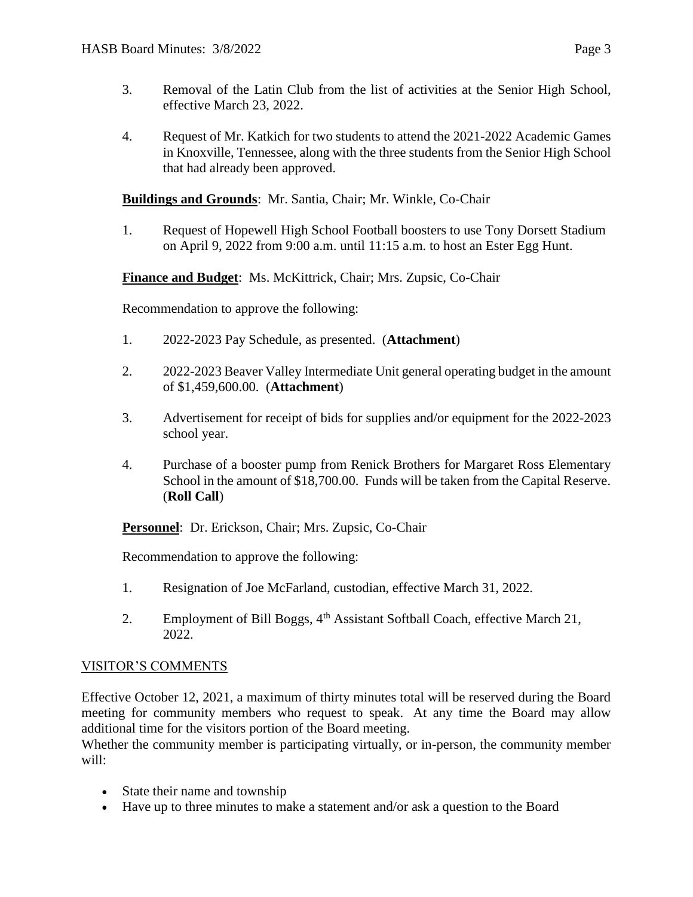3. Removal of the Latin Club from the list of activities at the Senior High School, effective March 23, 2022.

4. Request of Mr. Katkich for two students to attend the 2021-2022 Academic Games in Knoxville, Tennessee, along with the three students from the Senior High School that had already been approved.

**Buildings and Grounds**: Mr. Santia, Chair; Mr. Winkle, Co-Chair

1. Request of Hopewell High School Football boosters to use Tony Dorsett Stadium on April 9, 2022 from 9:00 a.m. until 11:15 a.m. to host an Ester Egg Hunt.

**Finance and Budget**: Ms. McKittrick, Chair; Mrs. Zupsic, Co-Chair

Recommendation to approve the following:

1. 2022-2023 Pay Schedule, as presented. (**Attachment**)

2. 2022-2023 Beaver Valley Intermediate Unit general operating budget in the amount of $1,459,600.00. (**Attachment**)

3. Advertisement for receipt of bids for supplies and/or equipment for the 2022-2023 school year.

4. Purchase of a booster pump from Renick Brothers for Margaret Ross Elementary School in the amount of $18,700.00. Funds will be taken from the Capital Reserve. (**Roll Call**)

**Personnel**: Dr. Erickson, Chair; Mrs. Zupsic, Co-Chair

Recommendation to approve the following:

1. Resignation of Joe McFarland, custodian, effective March 31, 2022.

2. Employment of Bill Boggs, 4th Assistant Softball Coach, effective March 21, 2022.

## VISITOR'S COMMENTS

Effective October 12, 2021, a maximum of thirty minutes total will be reserved during the Board meeting for community members who request to speak. At any time the Board may allow additional time for the visitors portion of the Board meeting.

Whether the community member is participating virtually, or in-person, the community member will:

- State their name and township
- Have up to three minutes to make a statement and/or ask a question to the Board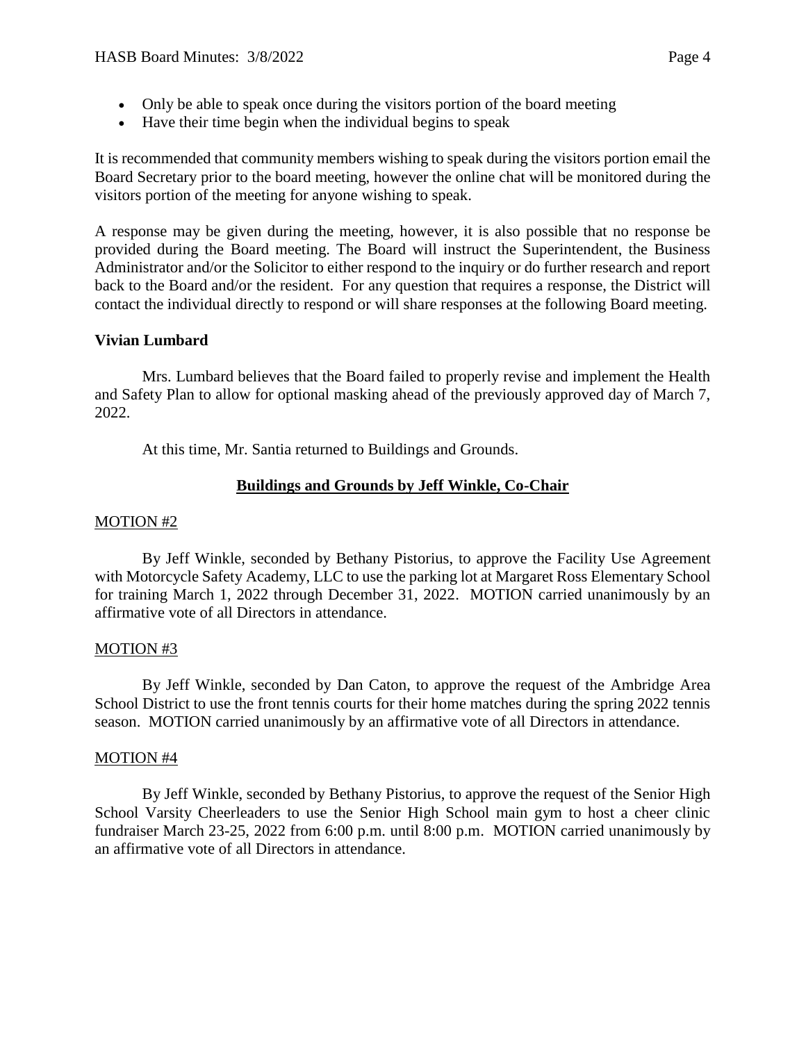- Only be able to speak once during the visitors portion of the board meeting
- Have their time begin when the individual begins to speak

It is recommended that community members wishing to speak during the visitors portion email the Board Secretary prior to the board meeting, however the online chat will be monitored during the visitors portion of the meeting for anyone wishing to speak.

A response may be given during the meeting, however, it is also possible that no response be provided during the Board meeting. The Board will instruct the Superintendent, the Business Administrator and/or the Solicitor to either respond to the inquiry or do further research and report back to the Board and/or the resident. For any question that requires a response, the District will contact the individual directly to respond or will share responses at the following Board meeting.

**Vivian Lumbard**

Mrs. Lumbard believes that the Board failed to properly revise and implement the Health and Safety Plan to allow for optional masking ahead of the previously approved day of March 7, 2022.

At this time, Mr. Santia returned to Buildings and Grounds.

## Buildings and Grounds by Jeff Winkle, Co-Chair

MOTION #2

By Jeff Winkle, seconded by Bethany Pistorius, to approve the Facility Use Agreement with Motorcycle Safety Academy, LLC to use the parking lot at Margaret Ross Elementary School for training March 1, 2022 through December 31, 2022. MOTION carried unanimously by an affirmative vote of all Directors in attendance.

MOTION #3

By Jeff Winkle, seconded by Dan Caton, to approve the request of the Ambridge Area School District to use the front tennis courts for their home matches during the spring 2022 tennis season. MOTION carried unanimously by an affirmative vote of all Directors in attendance.

MOTION #4

By Jeff Winkle, seconded by Bethany Pistorius, to approve the request of the Senior High School Varsity Cheerleaders to use the Senior High School main gym to host a cheer clinic fundraiser March 23-25, 2022 from 6:00 p.m. until 8:00 p.m. MOTION carried unanimously by an affirmative vote of all Directors in attendance.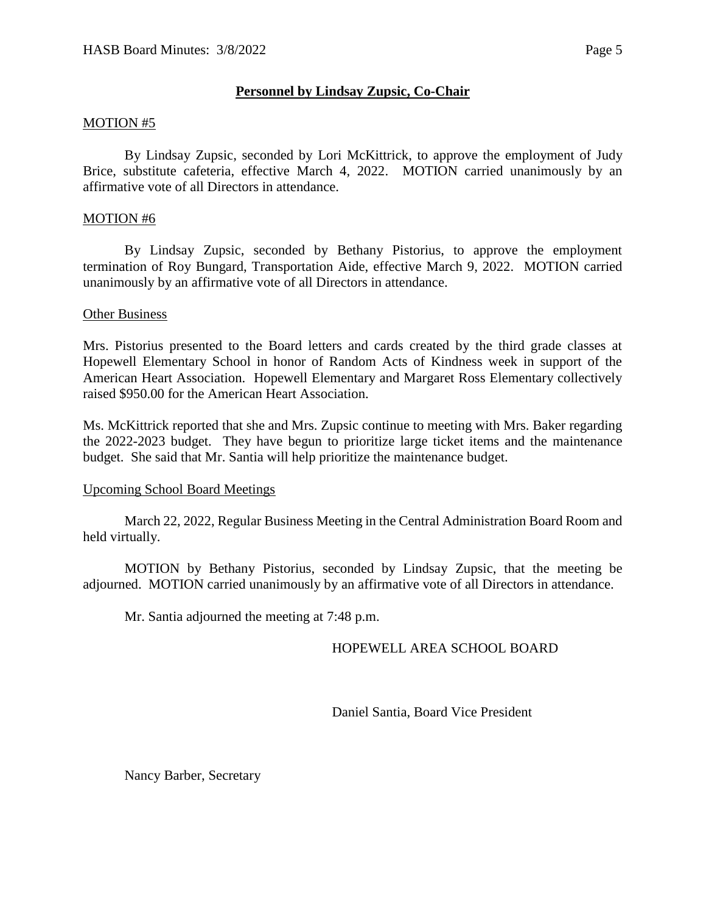## Personnel by Lindsay Zupsic, Co-Chair

MOTION #5

By Lindsay Zupsic, seconded by Lori McKittrick, to approve the employment of Judy Brice, substitute cafeteria, effective March 4, 2022. MOTION carried unanimously by an affirmative vote of all Directors in attendance.

MOTION #6

By Lindsay Zupsic, seconded by Bethany Pistorius, to approve the employment termination of Roy Bungard, Transportation Aide, effective March 9, 2022. MOTION carried unanimously by an affirmative vote of all Directors in attendance.

Other Business

Mrs. Pistorius presented to the Board letters and cards created by the third grade classes at Hopewell Elementary School in honor of Random Acts of Kindness week in support of the American Heart Association. Hopewell Elementary and Margaret Ross Elementary collectively raised $950.00 for the American Heart Association.

Ms. McKittrick reported that she and Mrs. Zupsic continue to meeting with Mrs. Baker regarding the 2022-2023 budget. They have begun to prioritize large ticket items and the maintenance budget. She said that Mr. Santia will help prioritize the maintenance budget.

Upcoming School Board Meetings

March 22, 2022, Regular Business Meeting in the Central Administration Board Room and held virtually.

MOTION by Bethany Pistorius, seconded by Lindsay Zupsic, that the meeting be adjourned. MOTION carried unanimously by an affirmative vote of all Directors in attendance.

Mr. Santia adjourned the meeting at 7:48 p.m.

HOPEWELL AREA SCHOOL BOARD

Daniel Santia, Board Vice President

Nancy Barber, Secretary